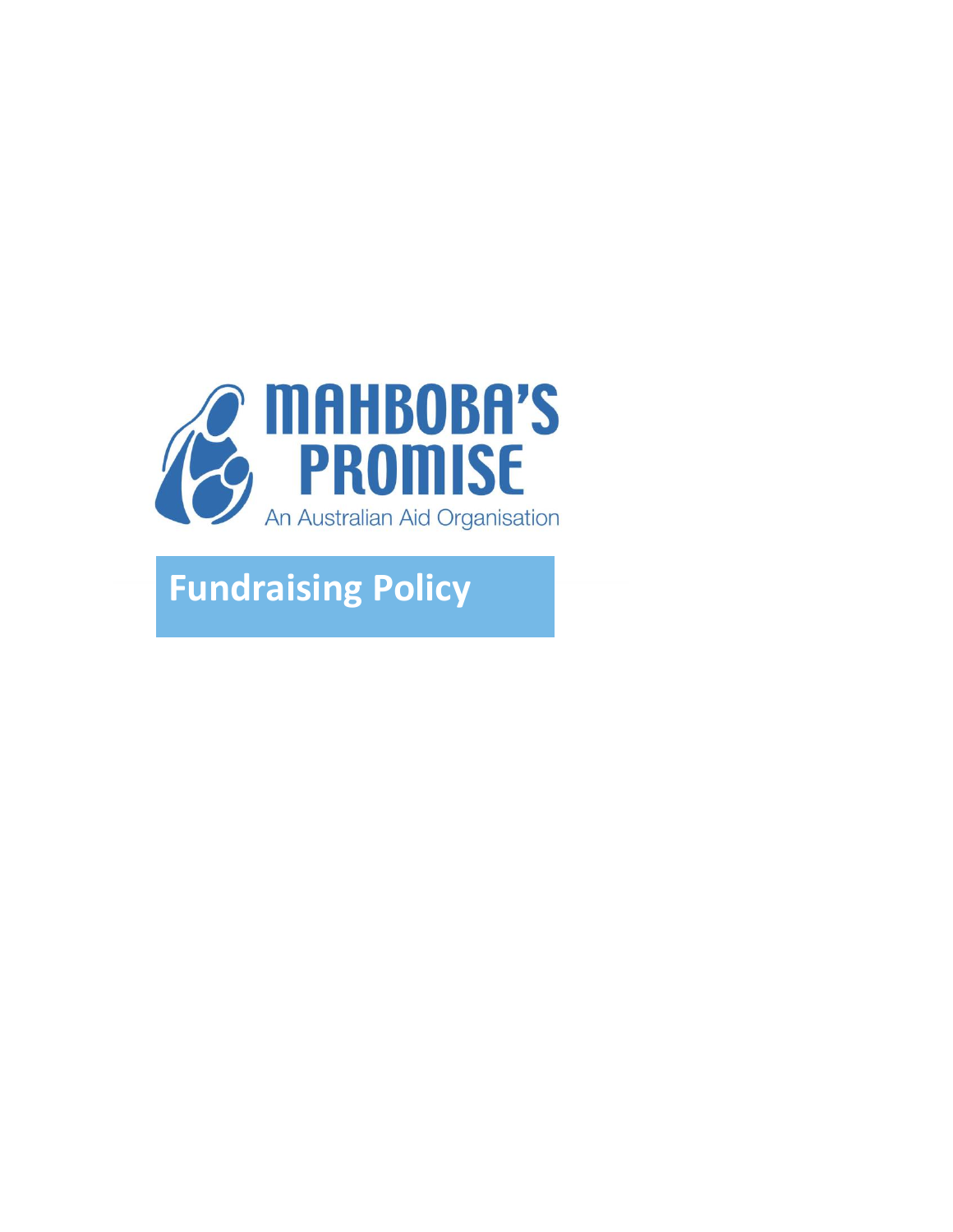MAHBOBA'S PROMISE

An Australian Aid Organisation

# Fundraising Policy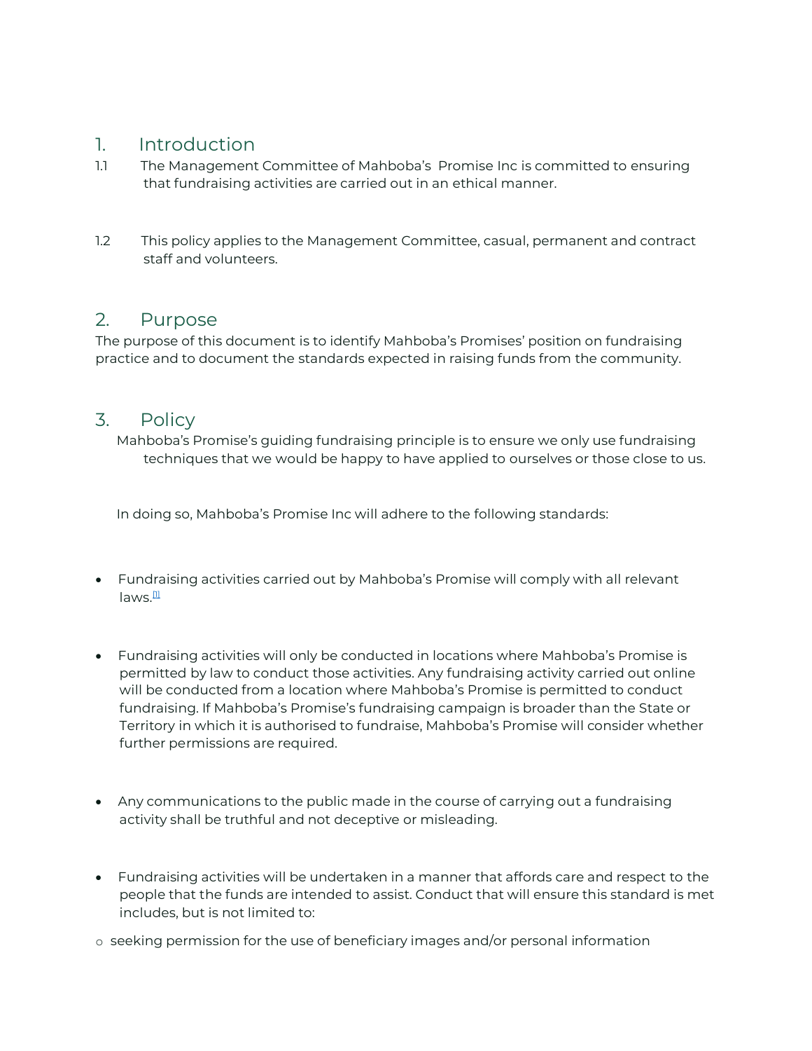## 1. Introduction

1.1 The Management Committee of Mahboba's Promise Inc is committed to ensuring that fundraising activities are carried out in an ethical manner.

1.2 This policy applies to the Management Committee, casual, permanent and contract staff and volunteers.

## 2. Purpose

The purpose of this document is to identify Mahboba's Promises' position on fundraising practice and to document the standards expected in raising funds from the community.

## 3. Policy

Mahboba's Promise's guiding fundraising principle is to ensure we only use fundraising techniques that we would be happy to have applied to ourselves or those close to us.

In doing so, Mahboba's Promise Inc will adhere to the following standards:

- Fundraising activities carried out by Mahboba's Promise will comply with all relevant laws.[1]
- Fundraising activities will only be conducted in locations where Mahboba's Promise is permitted by law to conduct those activities. Any fundraising activity carried out online will be conducted from a location where Mahboba's Promise is permitted to conduct fundraising. If Mahboba's Promise's fundraising campaign is broader than the State or Territory in which it is authorised to fundraise, Mahboba's Promise will consider whether further permissions are required.
- Any communications to the public made in the course of carrying out a fundraising activity shall be truthful and not deceptive or misleading.
- Fundraising activities will be undertaken in a manner that affords care and respect to the people that the funds are intended to assist. Conduct that will ensure this standard is met includes, but is not limited to:
  - seeking permission for the use of beneficiary images and/or personal information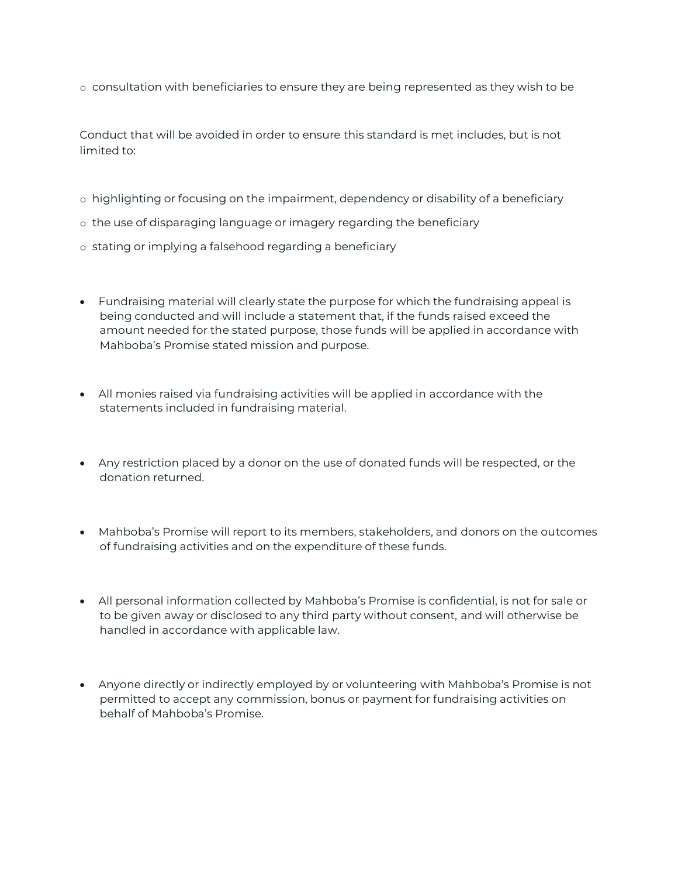- consultation with beneficiaries to ensure they are being represented as they wish to be

Conduct that will be avoided in order to ensure this standard is met includes, but is not limited to:

- highlighting or focusing on the impairment, dependency or disability of a beneficiary
- the use of disparaging language or imagery regarding the beneficiary
- stating or implying a falsehood regarding a beneficiary

- Fundraising material will clearly state the purpose for which the fundraising appeal is being conducted and will include a statement that, if the funds raised exceed the amount needed for the stated purpose, those funds will be applied in accordance with Mahboba's Promise stated mission and purpose.

- All monies raised via fundraising activities will be applied in accordance with the statements included in fundraising material.

- Any restriction placed by a donor on the use of donated funds will be respected, or the donation returned.

- Mahboba's Promise will report to its members, stakeholders, and donors on the outcomes of fundraising activities and on the expenditure of these funds.

- All personal information collected by Mahboba's Promise is confidential, is not for sale or to be given away or disclosed to any third party without consent, and will otherwise be handled in accordance with applicable law.

- Anyone directly or indirectly employed by or volunteering with Mahboba's Promise is not permitted to accept any commission, bonus or payment for fundraising activities on behalf of Mahboba's Promise.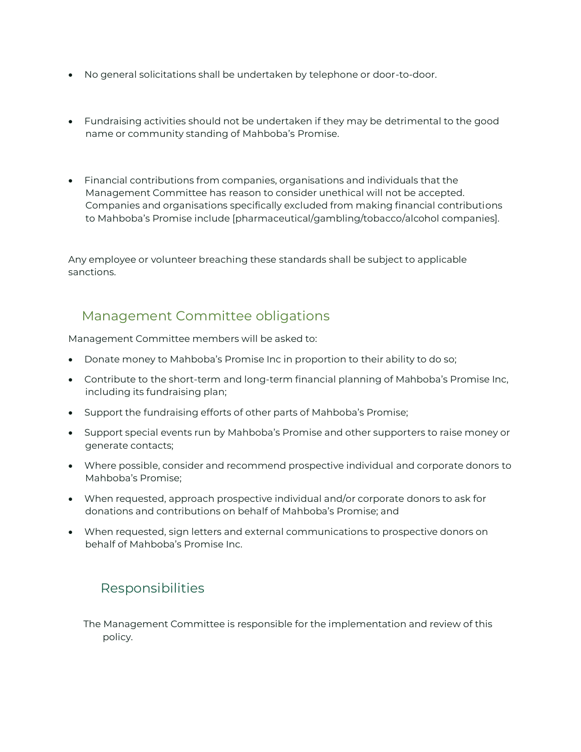- No general solicitations shall be undertaken by telephone or door-to-door.

- Fundraising activities should not be undertaken if they may be detrimental to the good name or community standing of Mahboba's Promise.

- Financial contributions from companies, organisations and individuals that the Management Committee has reason to consider unethical will not be accepted. Companies and organisations specifically excluded from making financial contributions to Mahboba's Promise include [pharmaceutical/gambling/tobacco/alcohol companies].

Any employee or volunteer breaching these standards shall be subject to applicable sanctions.

## Management Committee obligations

Management Committee members will be asked to:

- Donate money to Mahboba's Promise Inc in proportion to their ability to do so;
- Contribute to the short-term and long-term financial planning of Mahboba's Promise Inc, including its fundraising plan;
- Support the fundraising efforts of other parts of Mahboba's Promise;
- Support special events run by Mahboba's Promise and other supporters to raise money or generate contacts;
- Where possible, consider and recommend prospective individual and corporate donors to Mahboba's Promise;
- When requested, approach prospective individual and/or corporate donors to ask for donations and contributions on behalf of Mahboba's Promise; and
- When requested, sign letters and external communications to prospective donors on behalf of Mahboba's Promise Inc.

## Responsibilities

The Management Committee is responsible for the implementation and review of this policy.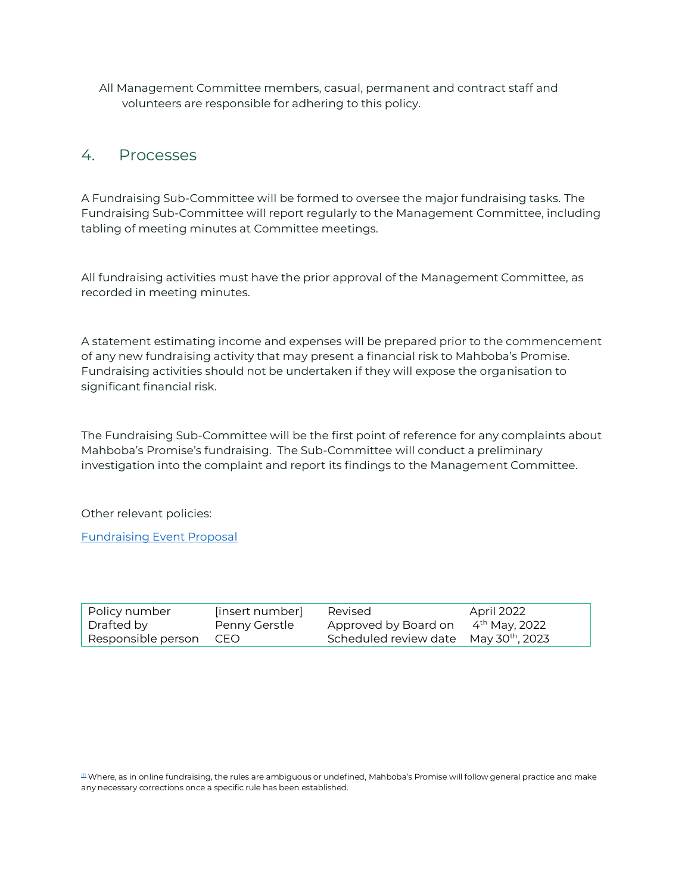All Management Committee members, casual, permanent and contract staff and volunteers are responsible for adhering to this policy.

## 4. Processes

A Fundraising Sub-Committee will be formed to oversee the major fundraising tasks. The Fundraising Sub-Committee will report regularly to the Management Committee, including tabling of meeting minutes at Committee meetings.

All fundraising activities must have the prior approval of the Management Committee, as recorded in meeting minutes.

A statement estimating income and expenses will be prepared prior to the commencement of any new fundraising activity that may present a financial risk to Mahboba's Promise. Fundraising activities should not be undertaken if they will expose the organisation to significant financial risk.

The Fundraising Sub-Committee will be the first point of reference for any complaints about Mahboba's Promise's fundraising. The Sub-Committee will conduct a preliminary investigation into the complaint and report its findings to the Management Committee.

Other relevant policies:

Fundraising Event Proposal

| | | | |
|---|---|---|---|
| Policy number | [insert number] | Revised | April 2022 |
| Drafted by | Penny Gerstle | Approved by Board on | 4th May, 2022 |
| Responsible person | CEO | Scheduled review date | May 30th, 2023 |

[1] Where, as in online fundraising, the rules are ambiguous or undefined, Mahboba's Promise will follow general practice and make any necessary corrections once a specific rule has been established.